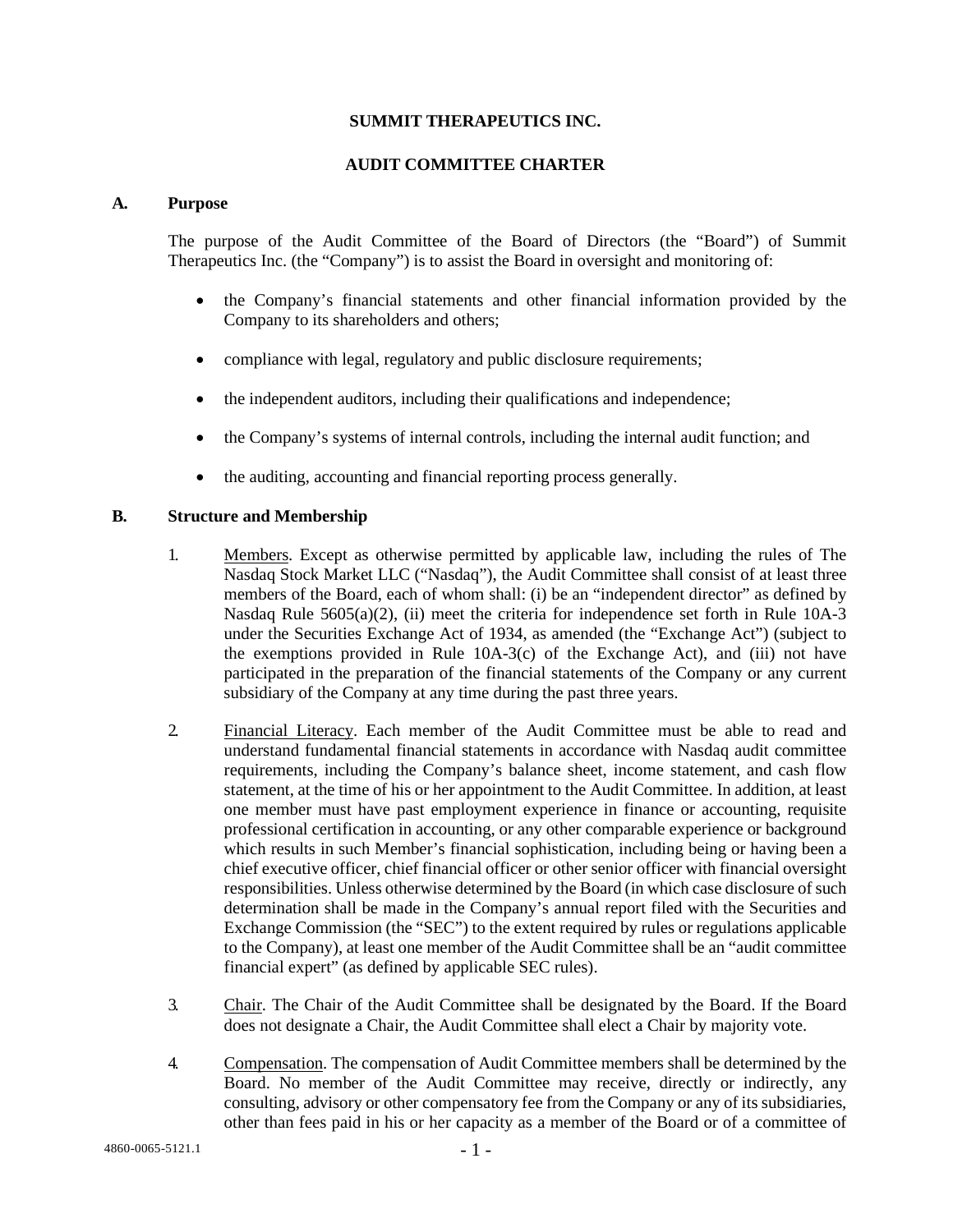**SUMMIT THERAPEUTICS INC.**

**AUDIT COMMITTEE CHARTER**

## A. Purpose

The purpose of the Audit Committee of the Board of Directors (the "Board") of Summit Therapeutics Inc. (the "Company") is to assist the Board in oversight and monitoring of:

- the Company's financial statements and other financial information provided by the Company to its shareholders and others;
- compliance with legal, regulatory and public disclosure requirements;
- the independent auditors, including their qualifications and independence;
- the Company's systems of internal controls, including the internal audit function; and
- the auditing, accounting and financial reporting process generally.

## B. Structure and Membership

1. Members. Except as otherwise permitted by applicable law, including the rules of The Nasdaq Stock Market LLC ("Nasdaq"), the Audit Committee shall consist of at least three members of the Board, each of whom shall: (i) be an "independent director" as defined by Nasdaq Rule 5605(a)(2), (ii) meet the criteria for independence set forth in Rule 10A-3 under the Securities Exchange Act of 1934, as amended (the "Exchange Act") (subject to the exemptions provided in Rule 10A-3(c) of the Exchange Act), and (iii) not have participated in the preparation of the financial statements of the Company or any current subsidiary of the Company at any time during the past three years.

2. Financial Literacy. Each member of the Audit Committee must be able to read and understand fundamental financial statements in accordance with Nasdaq audit committee requirements, including the Company's balance sheet, income statement, and cash flow statement, at the time of his or her appointment to the Audit Committee. In addition, at least one member must have past employment experience in finance or accounting, requisite professional certification in accounting, or any other comparable experience or background which results in such Member's financial sophistication, including being or having been a chief executive officer, chief financial officer or other senior officer with financial oversight responsibilities. Unless otherwise determined by the Board (in which case disclosure of such determination shall be made in the Company's annual report filed with the Securities and Exchange Commission (the "SEC") to the extent required by rules or regulations applicable to the Company), at least one member of the Audit Committee shall be an "audit committee financial expert" (as defined by applicable SEC rules).

3. Chair. The Chair of the Audit Committee shall be designated by the Board. If the Board does not designate a Chair, the Audit Committee shall elect a Chair by majority vote.

4. Compensation. The compensation of Audit Committee members shall be determined by the Board. No member of the Audit Committee may receive, directly or indirectly, any consulting, advisory or other compensatory fee from the Company or any of its subsidiaries, other than fees paid in his or her capacity as a member of the Board or of a committee of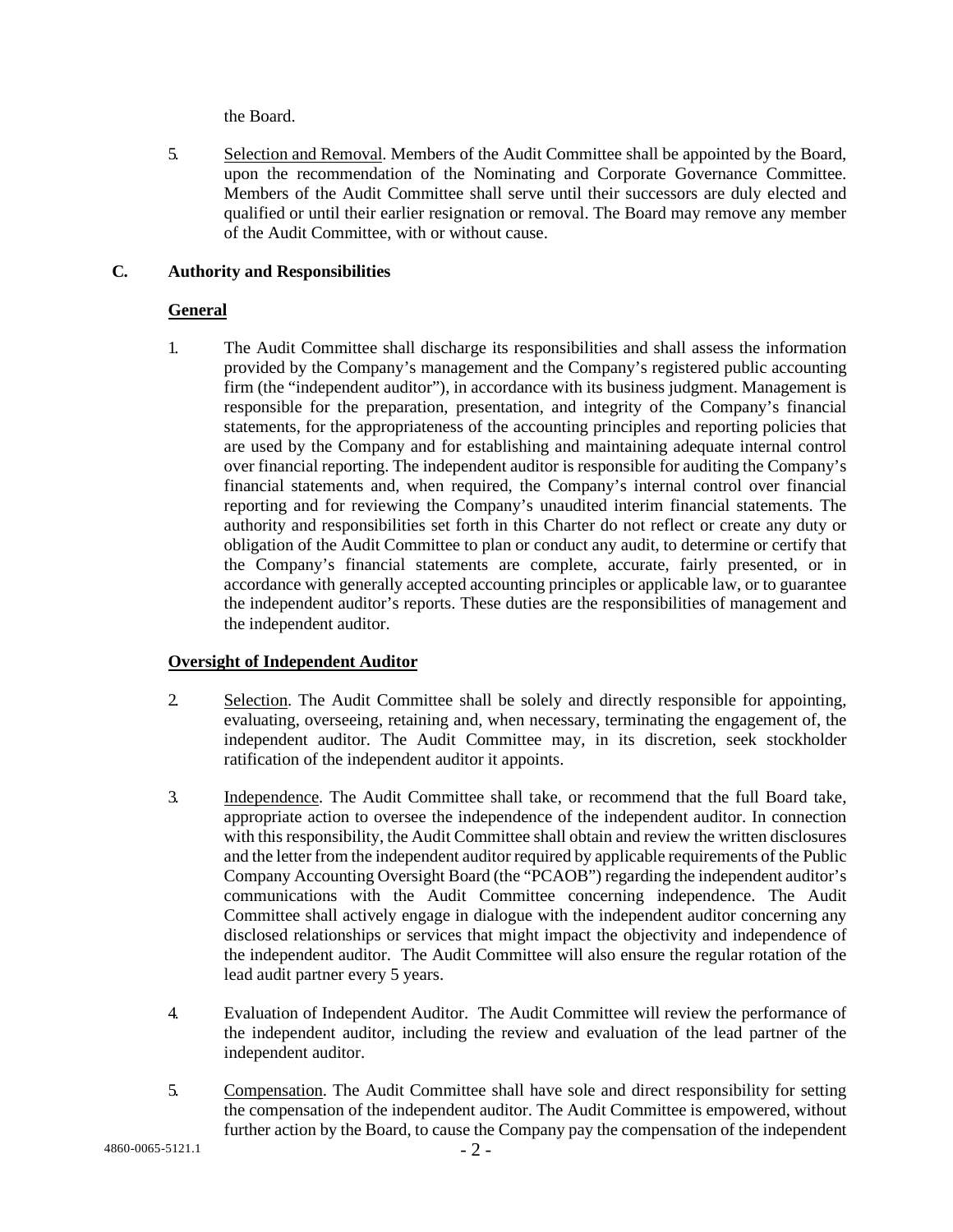the Board.

5. Selection and Removal. Members of the Audit Committee shall be appointed by the Board, upon the recommendation of the Nominating and Corporate Governance Committee. Members of the Audit Committee shall serve until their successors are duly elected and qualified or until their earlier resignation or removal. The Board may remove any member of the Audit Committee, with or without cause.

## C. Authority and Responsibilities

### General

1. The Audit Committee shall discharge its responsibilities and shall assess the information provided by the Company's management and the Company's registered public accounting firm (the "independent auditor"), in accordance with its business judgment. Management is responsible for the preparation, presentation, and integrity of the Company's financial statements, for the appropriateness of the accounting principles and reporting policies that are used by the Company and for establishing and maintaining adequate internal control over financial reporting. The independent auditor is responsible for auditing the Company's financial statements and, when required, the Company's internal control over financial reporting and for reviewing the Company's unaudited interim financial statements. The authority and responsibilities set forth in this Charter do not reflect or create any duty or obligation of the Audit Committee to plan or conduct any audit, to determine or certify that the Company's financial statements are complete, accurate, fairly presented, or in accordance with generally accepted accounting principles or applicable law, or to guarantee the independent auditor's reports. These duties are the responsibilities of management and the independent auditor.

### Oversight of Independent Auditor

2. Selection. The Audit Committee shall be solely and directly responsible for appointing, evaluating, overseeing, retaining and, when necessary, terminating the engagement of, the independent auditor. The Audit Committee may, in its discretion, seek stockholder ratification of the independent auditor it appoints.

3. Independence. The Audit Committee shall take, or recommend that the full Board take, appropriate action to oversee the independence of the independent auditor. In connection with this responsibility, the Audit Committee shall obtain and review the written disclosures and the letter from the independent auditor required by applicable requirements of the Public Company Accounting Oversight Board (the "PCAOB") regarding the independent auditor's communications with the Audit Committee concerning independence. The Audit Committee shall actively engage in dialogue with the independent auditor concerning any disclosed relationships or services that might impact the objectivity and independence of the independent auditor. The Audit Committee will also ensure the regular rotation of the lead audit partner every 5 years.

4. Evaluation of Independent Auditor. The Audit Committee will review the performance of the independent auditor, including the review and evaluation of the lead partner of the independent auditor.

5. Compensation. The Audit Committee shall have sole and direct responsibility for setting the compensation of the independent auditor. The Audit Committee is empowered, without further action by the Board, to cause the Company pay the compensation of the independent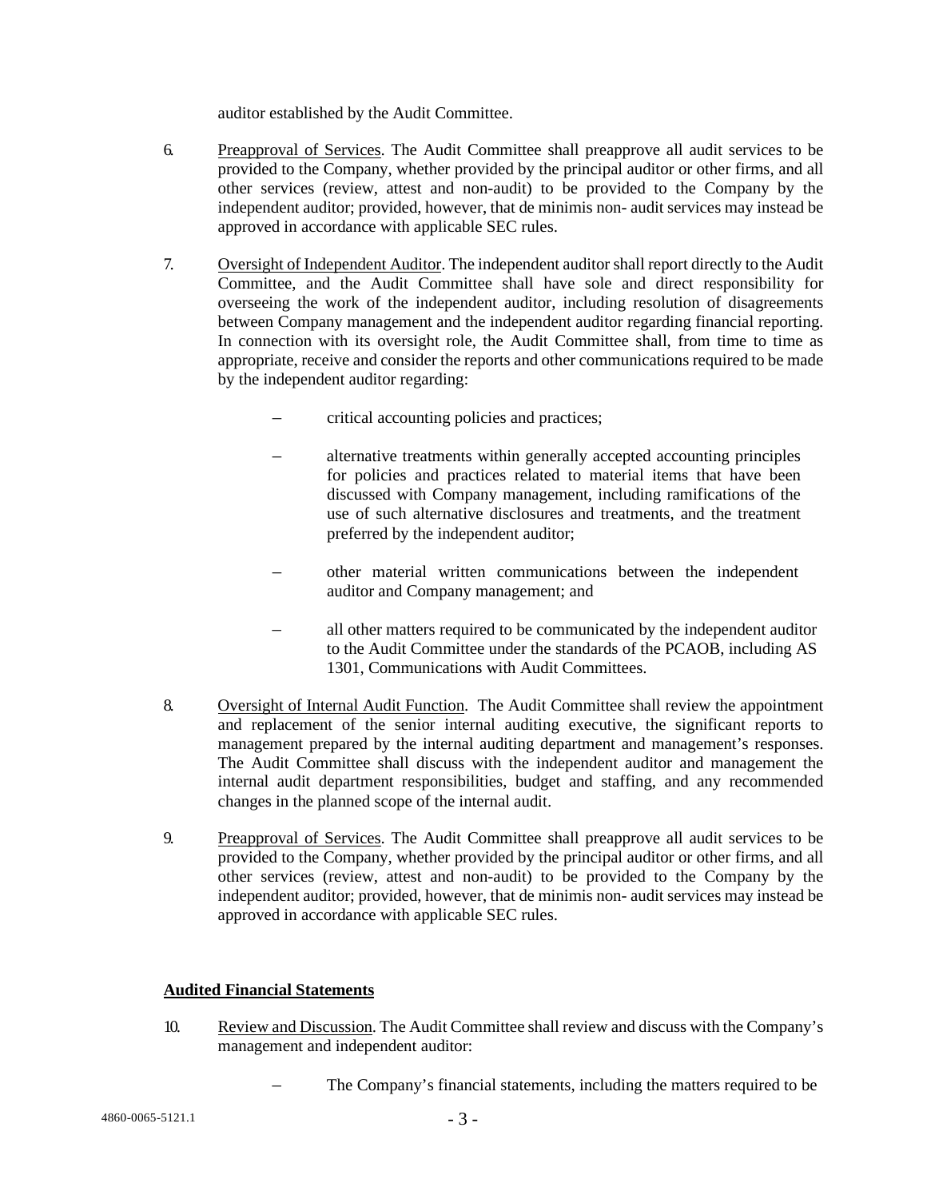auditor established by the Audit Committee.

6. Preapproval of Services. The Audit Committee shall preapprove all audit services to be provided to the Company, whether provided by the principal auditor or other firms, and all other services (review, attest and non-audit) to be provided to the Company by the independent auditor; provided, however, that de minimis non- audit services may instead be approved in accordance with applicable SEC rules.

7. Oversight of Independent Auditor. The independent auditor shall report directly to the Audit Committee, and the Audit Committee shall have sole and direct responsibility for overseeing the work of the independent auditor, including resolution of disagreements between Company management and the independent auditor regarding financial reporting. In connection with its oversight role, the Audit Committee shall, from time to time as appropriate, receive and consider the reports and other communications required to be made by the independent auditor regarding:

   – critical accounting policies and practices;

   – alternative treatments within generally accepted accounting principles for policies and practices related to material items that have been discussed with Company management, including ramifications of the use of such alternative disclosures and treatments, and the treatment preferred by the independent auditor;

   – other material written communications between the independent auditor and Company management; and

   – all other matters required to be communicated by the independent auditor to the Audit Committee under the standards of the PCAOB, including AS 1301, Communications with Audit Committees.

8. Oversight of Internal Audit Function. The Audit Committee shall review the appointment and replacement of the senior internal auditing executive, the significant reports to management prepared by the internal auditing department and management's responses. The Audit Committee shall discuss with the independent auditor and management the internal audit department responsibilities, budget and staffing, and any recommended changes in the planned scope of the internal audit.

9. Preapproval of Services. The Audit Committee shall preapprove all audit services to be provided to the Company, whether provided by the principal auditor or other firms, and all other services (review, attest and non-audit) to be provided to the Company by the independent auditor; provided, however, that de minimis non- audit services may instead be approved in accordance with applicable SEC rules.

**Audited Financial Statements**

10. Review and Discussion. The Audit Committee shall review and discuss with the Company's management and independent auditor:

   – The Company's financial statements, including the matters required to be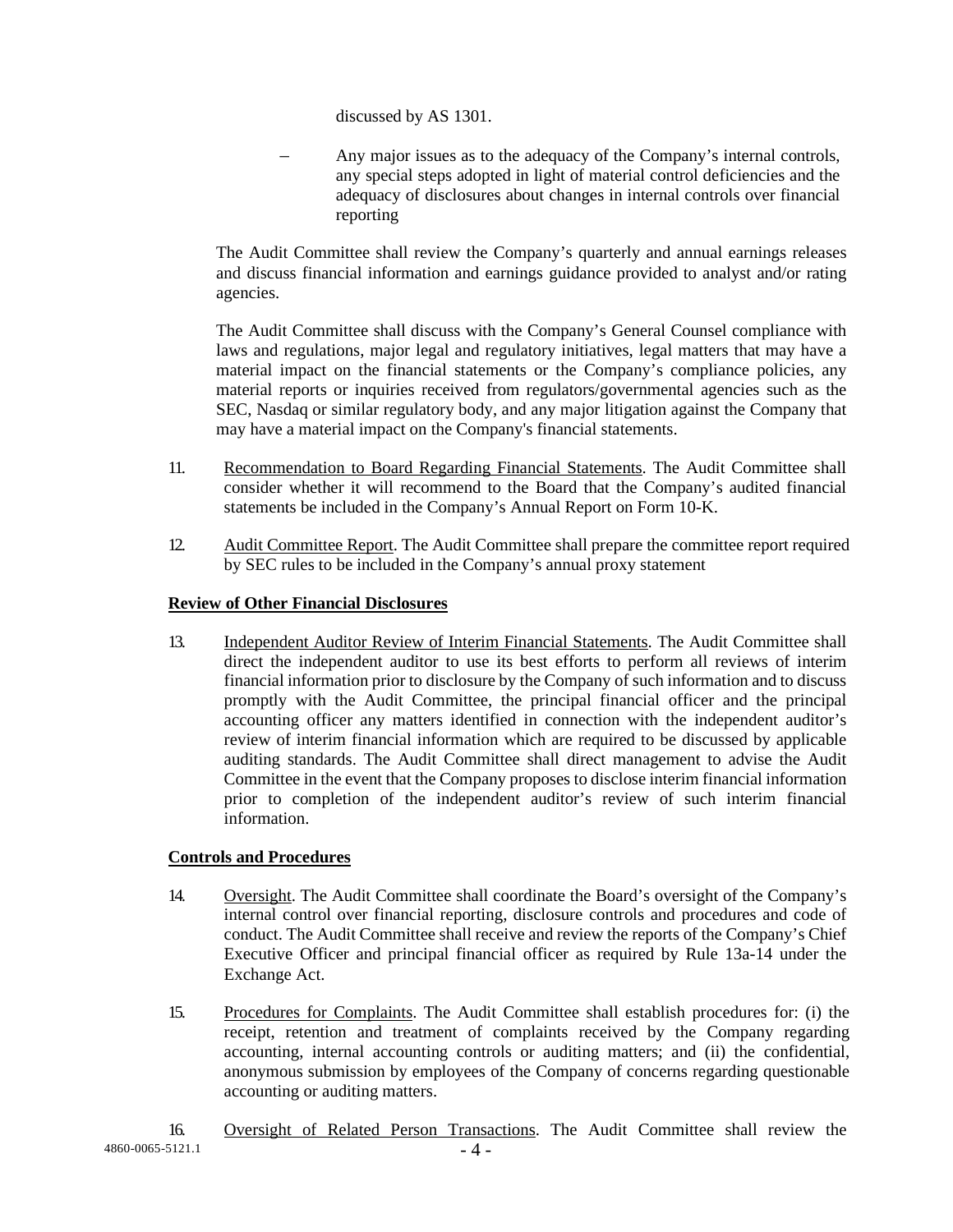discussed by AS 1301.

– Any major issues as to the adequacy of the Company's internal controls, any special steps adopted in light of material control deficiencies and the adequacy of disclosures about changes in internal controls over financial reporting

The Audit Committee shall review the Company's quarterly and annual earnings releases and discuss financial information and earnings guidance provided to analyst and/or rating agencies.

The Audit Committee shall discuss with the Company's General Counsel compliance with laws and regulations, major legal and regulatory initiatives, legal matters that may have a material impact on the financial statements or the Company's compliance policies, any material reports or inquiries received from regulators/governmental agencies such as the SEC, Nasdaq or similar regulatory body, and any major litigation against the Company that may have a material impact on the Company's financial statements.

11. Recommendation to Board Regarding Financial Statements. The Audit Committee shall consider whether it will recommend to the Board that the Company's audited financial statements be included in the Company's Annual Report on Form 10-K.

12. Audit Committee Report. The Audit Committee shall prepare the committee report required by SEC rules to be included in the Company's annual proxy statement

**Review of Other Financial Disclosures**

13. Independent Auditor Review of Interim Financial Statements. The Audit Committee shall direct the independent auditor to use its best efforts to perform all reviews of interim financial information prior to disclosure by the Company of such information and to discuss promptly with the Audit Committee, the principal financial officer and the principal accounting officer any matters identified in connection with the independent auditor's review of interim financial information which are required to be discussed by applicable auditing standards. The Audit Committee shall direct management to advise the Audit Committee in the event that the Company proposes to disclose interim financial information prior to completion of the independent auditor's review of such interim financial information.

**Controls and Procedures**

14. Oversight. The Audit Committee shall coordinate the Board's oversight of the Company's internal control over financial reporting, disclosure controls and procedures and code of conduct. The Audit Committee shall receive and review the reports of the Company's Chief Executive Officer and principal financial officer as required by Rule 13a-14 under the Exchange Act.

15. Procedures for Complaints. The Audit Committee shall establish procedures for: (i) the receipt, retention and treatment of complaints received by the Company regarding accounting, internal accounting controls or auditing matters; and (ii) the confidential, anonymous submission by employees of the Company of concerns regarding questionable accounting or auditing matters.

16. Oversight of Related Person Transactions. The Audit Committee shall review the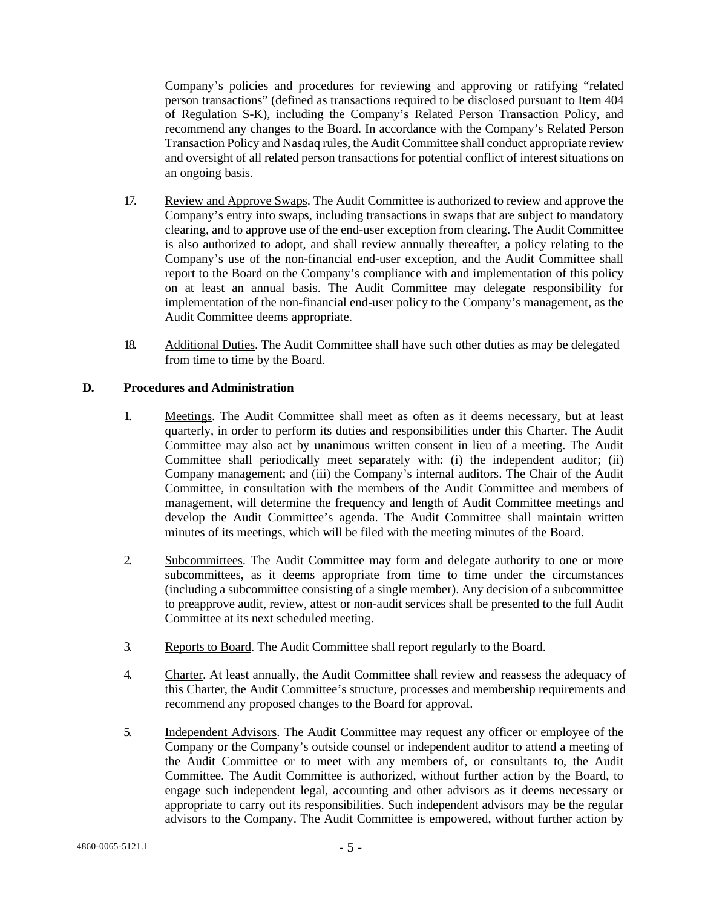Company's policies and procedures for reviewing and approving or ratifying "related person transactions" (defined as transactions required to be disclosed pursuant to Item 404 of Regulation S-K), including the Company's Related Person Transaction Policy, and recommend any changes to the Board. In accordance with the Company's Related Person Transaction Policy and Nasdaq rules, the Audit Committee shall conduct appropriate review and oversight of all related person transactions for potential conflict of interest situations on an ongoing basis.

17. Review and Approve Swaps. The Audit Committee is authorized to review and approve the Company's entry into swaps, including transactions in swaps that are subject to mandatory clearing, and to approve use of the end-user exception from clearing. The Audit Committee is also authorized to adopt, and shall review annually thereafter, a policy relating to the Company's use of the non-financial end-user exception, and the Audit Committee shall report to the Board on the Company's compliance with and implementation of this policy on at least an annual basis. The Audit Committee may delegate responsibility for implementation of the non-financial end-user policy to the Company's management, as the Audit Committee deems appropriate.

18. Additional Duties. The Audit Committee shall have such other duties as may be delegated from time to time by the Board.

## D. Procedures and Administration

1. Meetings. The Audit Committee shall meet as often as it deems necessary, but at least quarterly, in order to perform its duties and responsibilities under this Charter. The Audit Committee may also act by unanimous written consent in lieu of a meeting. The Audit Committee shall periodically meet separately with: (i) the independent auditor; (ii) Company management; and (iii) the Company's internal auditors. The Chair of the Audit Committee, in consultation with the members of the Audit Committee and members of management, will determine the frequency and length of Audit Committee meetings and develop the Audit Committee's agenda. The Audit Committee shall maintain written minutes of its meetings, which will be filed with the meeting minutes of the Board.

2. Subcommittees. The Audit Committee may form and delegate authority to one or more subcommittees, as it deems appropriate from time to time under the circumstances (including a subcommittee consisting of a single member). Any decision of a subcommittee to preapprove audit, review, attest or non-audit services shall be presented to the full Audit Committee at its next scheduled meeting.

3. Reports to Board. The Audit Committee shall report regularly to the Board.

4. Charter. At least annually, the Audit Committee shall review and reassess the adequacy of this Charter, the Audit Committee's structure, processes and membership requirements and recommend any proposed changes to the Board for approval.

5. Independent Advisors. The Audit Committee may request any officer or employee of the Company or the Company's outside counsel or independent auditor to attend a meeting of the Audit Committee or to meet with any members of, or consultants to, the Audit Committee. The Audit Committee is authorized, without further action by the Board, to engage such independent legal, accounting and other advisors as it deems necessary or appropriate to carry out its responsibilities. Such independent advisors may be the regular advisors to the Company. The Audit Committee is empowered, without further action by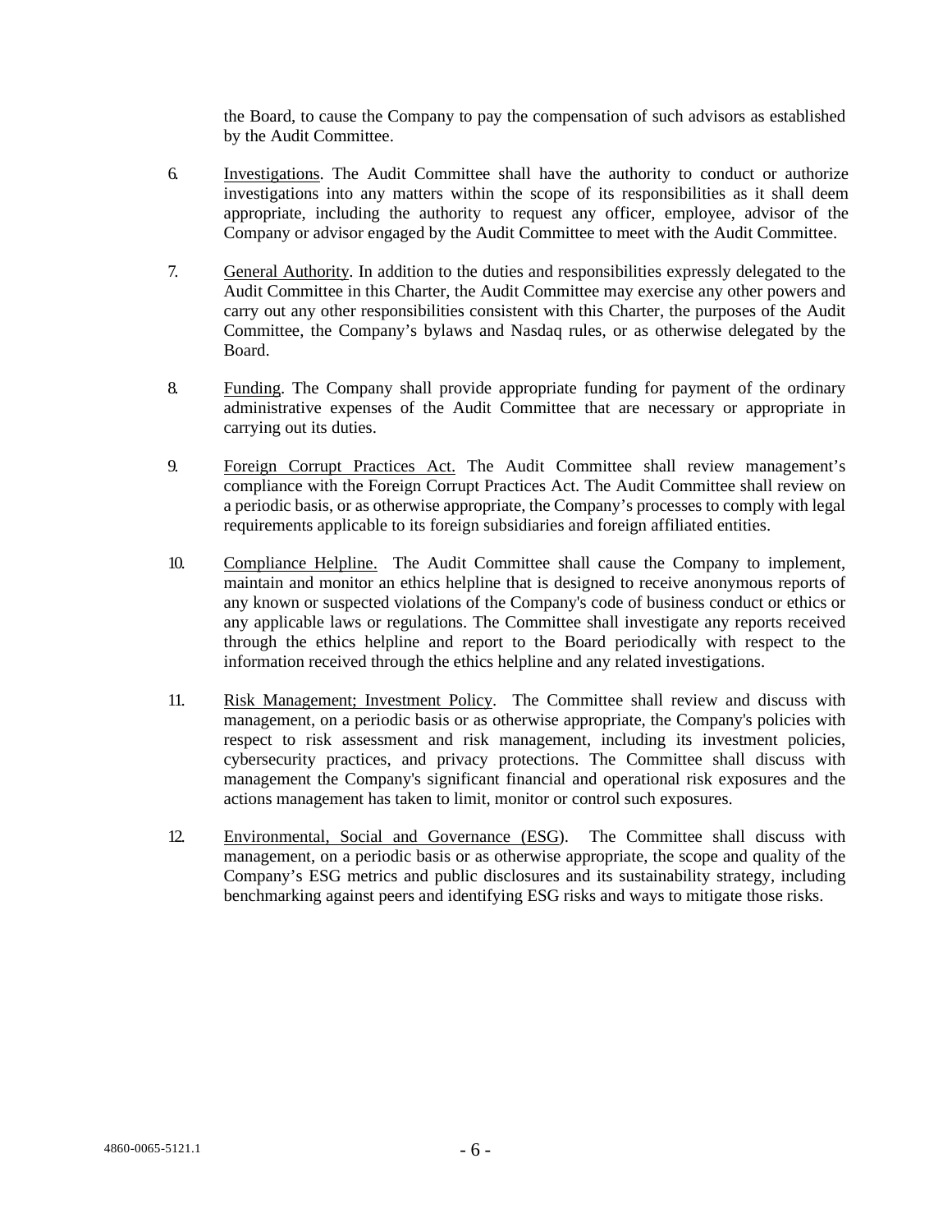the Board, to cause the Company to pay the compensation of such advisors as established by the Audit Committee.

6. Investigations. The Audit Committee shall have the authority to conduct or authorize investigations into any matters within the scope of its responsibilities as it shall deem appropriate, including the authority to request any officer, employee, advisor of the Company or advisor engaged by the Audit Committee to meet with the Audit Committee.

7. General Authority. In addition to the duties and responsibilities expressly delegated to the Audit Committee in this Charter, the Audit Committee may exercise any other powers and carry out any other responsibilities consistent with this Charter, the purposes of the Audit Committee, the Company's bylaws and Nasdaq rules, or as otherwise delegated by the Board.

8. Funding. The Company shall provide appropriate funding for payment of the ordinary administrative expenses of the Audit Committee that are necessary or appropriate in carrying out its duties.

9. Foreign Corrupt Practices Act. The Audit Committee shall review management's compliance with the Foreign Corrupt Practices Act. The Audit Committee shall review on a periodic basis, or as otherwise appropriate, the Company's processes to comply with legal requirements applicable to its foreign subsidiaries and foreign affiliated entities.

10. Compliance Helpline. The Audit Committee shall cause the Company to implement, maintain and monitor an ethics helpline that is designed to receive anonymous reports of any known or suspected violations of the Company's code of business conduct or ethics or any applicable laws or regulations. The Committee shall investigate any reports received through the ethics helpline and report to the Board periodically with respect to the information received through the ethics helpline and any related investigations.

11. Risk Management; Investment Policy. The Committee shall review and discuss with management, on a periodic basis or as otherwise appropriate, the Company's policies with respect to risk assessment and risk management, including its investment policies, cybersecurity practices, and privacy protections. The Committee shall discuss with management the Company's significant financial and operational risk exposures and the actions management has taken to limit, monitor or control such exposures.

12. Environmental, Social and Governance (ESG). The Committee shall discuss with management, on a periodic basis or as otherwise appropriate, the scope and quality of the Company's ESG metrics and public disclosures and its sustainability strategy, including benchmarking against peers and identifying ESG risks and ways to mitigate those risks.